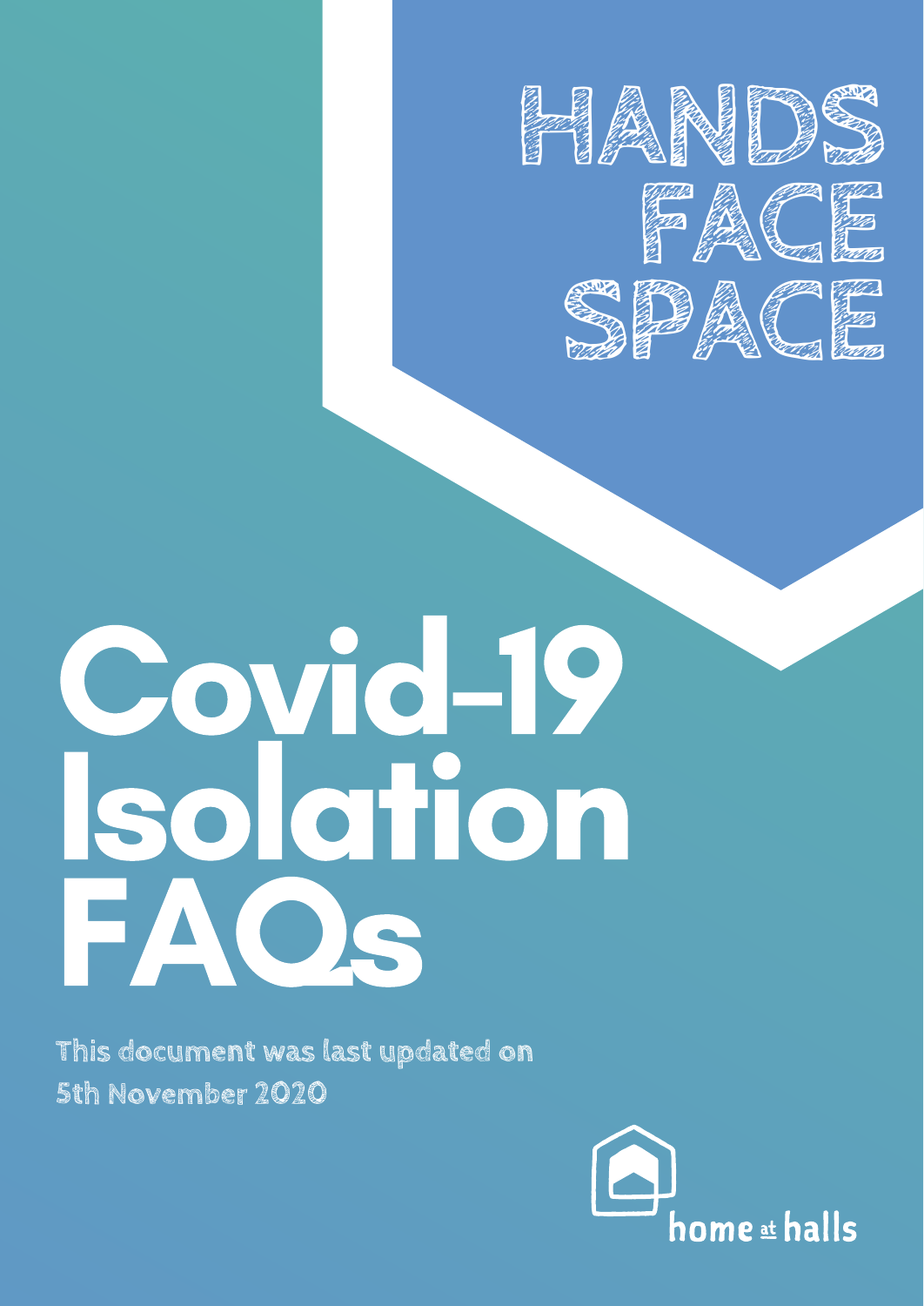HANDS
FACE
SPACE

# Covid-19 Isolation FAQs

This document was last updated on 5th November 2020

home at halls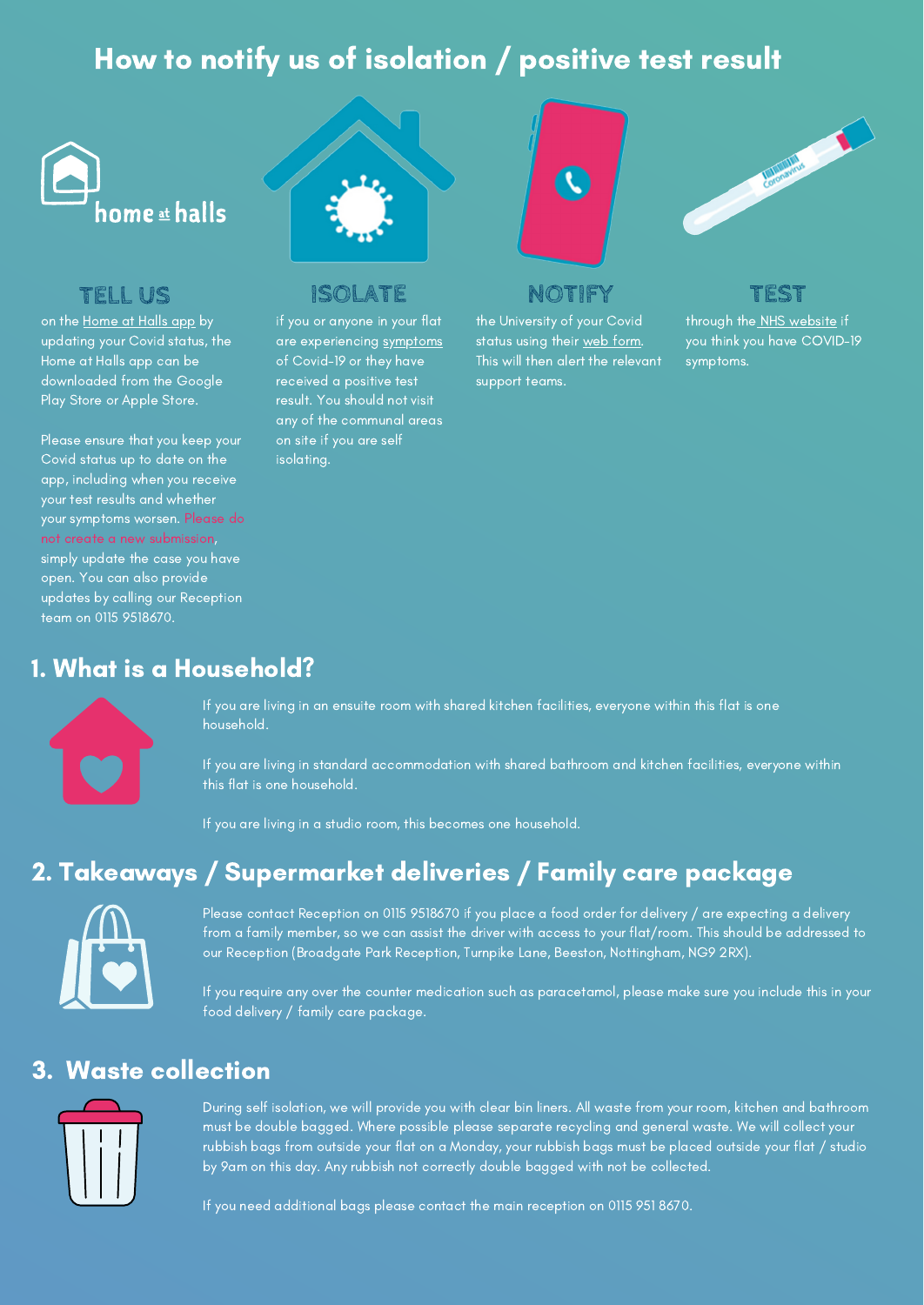# How to notify us of isolation / positive test result

home at halls

### TELL US

on the Home at Halls app by updating your Covid status, the Home at Halls app can be downloaded from the Google Play Store or Apple Store.

Please ensure that you keep your Covid status up to date on the app, including when you receive your test results and whether your symptoms worsen. Please do not create a new submission, simply update the case you have open. You can also provide updates by calling our Reception team on 0115 9518670.

### ISOLATE

if you or anyone in your flat are experiencing symptoms of Covid-19 or they have received a positive test result. You should not visit any of the communal areas on site if you are self isolating.

### NOTIFY

the University of your Covid status using their web form. This will then alert the relevant support teams.

### TEST

through the NHS website if you think you have COVID-19 symptoms.

## 1. What is a Household?

If you are living in an ensuite room with shared kitchen facilities, everyone within this flat is one household.

If you are living in standard accommodation with shared bathroom and kitchen facilities, everyone within this flat is one household.

If you are living in a studio room, this becomes one household.

## 2. Takeaways / Supermarket deliveries / Family care package

Please contact Reception on 0115 9518670 if you place a food order for delivery / are expecting a delivery from a family member, so we can assist the driver with access to your flat/room. This should be addressed to our Reception (Broadgate Park Reception, Turnpike Lane, Beeston, Nottingham, NG9 2RX).

If you require any over the counter medication such as paracetamol, please make sure you include this in your food delivery / family care package.

## 3. Waste collection

During self isolation, we will provide you with clear bin liners. All waste from your room, kitchen and bathroom must be double bagged. Where possible please separate recycling and general waste. We will collect your rubbish bags from outside your flat on a Monday, your rubbish bags must be placed outside your flat / studio by 9am on this day. Any rubbish not correctly double bagged with not be collected.

If you need additional bags please contact the main reception on 0115 951 8670.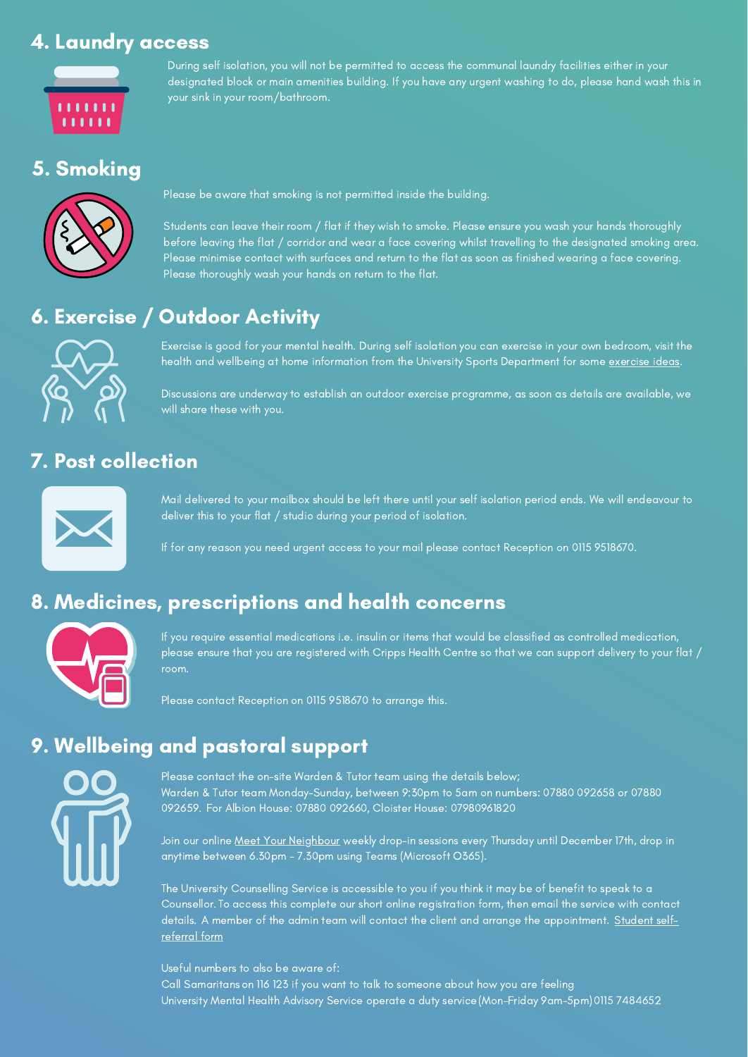## 4. Laundry access

During self isolation, you will not be permitted to access the communal laundry facilities either in your designated block or main amenities building. If you have any urgent washing to do, please hand wash this in your sink in your room/bathroom.

## 5. Smoking

Please be aware that smoking is not permitted inside the building.

Students can leave their room / flat if they wish to smoke. Please ensure you wash your hands thoroughly before leaving the flat / corridor and wear a face covering whilst travelling to the designated smoking area. Please minimise contact with surfaces and return to the flat as soon as finished wearing a face covering. Please thoroughly wash your hands on return to the flat.

## 6. Exercise / Outdoor Activity

Exercise is good for your mental health. During self isolation you can exercise in your own bedroom, visit the health and wellbeing at home information from the University Sports Department for some exercise ideas.

Discussions are underway to establish an outdoor exercise programme, as soon as details are available, we will share these with you.

## 7. Post collection

Mail delivered to your mailbox should be left there until your self isolation period ends. We will endeavour to deliver this to your flat / studio during your period of isolation.

If for any reason you need urgent access to your mail please contact Reception on 0115 9518670.

## 8. Medicines, prescriptions and health concerns

If you require essential medications i.e. insulin or items that would be classified as controlled medication, please ensure that you are registered with Cripps Health Centre so that we can support delivery to your flat / room.

Please contact Reception on 0115 9518670 to arrange this.

## 9. Wellbeing and pastoral support

Please contact the on-site Warden & Tutor team using the details below;
Warden & Tutor team Monday-Sunday, between 9:30pm to 5am on numbers: 07880 092658 or 07880 092659. For Albion House: 07880 092660, Cloister House: 07980961820

Join our online Meet Your Neighbour weekly drop-in sessions every Thursday until December 17th, drop in anytime between 6.30pm - 7.30pm using Teams (Microsoft O365).

The University Counselling Service is accessible to you if you think it may be of benefit to speak to a Counsellor. To access this complete our short online registration form, then email the service with contact details. A member of the admin team will contact the client and arrange the appointment. Student self-referral form

Useful numbers to also be aware of:
Call Samaritans on 116 123 if you want to talk to someone about how you are feeling
University Mental Health Advisory Service operate a duty service (Mon-Friday 9am-5pm) 0115 7484652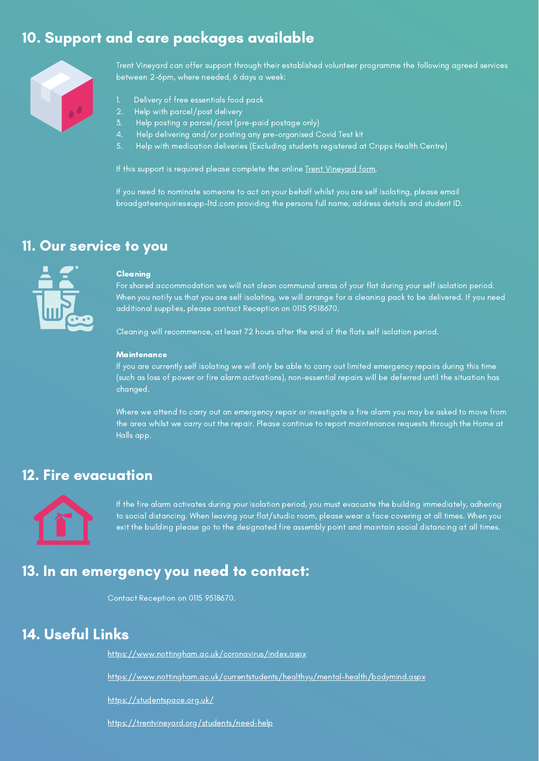## 10. Support and care packages available

Trent Vineyard can offer support through their established volunteer programme the following agreed services between 2-6pm, where needed, 6 days a week:

1. Delivery of free essentials food pack
2. Help with parcel/post delivery
3. Help posting a parcel/post (pre-paid postage only)
4. Help delivering and/or posting any pre-organised Covid Test kit
5. Help with medication deliveries (Excluding students registered at Cripps Health Centre)

If this support is required please complete the online Trent Vineyard form.

If you need to nominate someone to act on your behalf whilst you are self isolating, please email broadgateenquiries@upp-ltd.com providing the persons full name, address details and student ID.

## 11. Our service to you

**Cleaning**

For shared accommodation we will not clean communal areas of your flat during your self isolation period. When you notify us that you are self isolating, we will arrange for a cleaning pack to be delivered. If you need additional supplies, please contact Reception on 0115 9518670.

Cleaning will recommence, at least 72 hours after the end of the flats self isolation period.

**Maintenance**

If you are currently self isolating we will only be able to carry out limited emergency repairs during this time (such as loss of power or fire alarm activations), non-essential repairs will be deferred until the situation has changed.

Where we attend to carry out an emergency repair or investigate a fire alarm you may be asked to move from the area whilst we carry out the repair. Please continue to report maintenance requests through the Home at Halls app.

## 12. Fire evacuation

If the fire alarm activates during your isolation period, you must evacuate the building immediately, adhering to social distancing. When leaving your flat/studio room, please wear a face covering at all times. When you exit the building please go to the designated fire assembly point and maintain social distancing at all times.

## 13. In an emergency you need to contact:

Contact Reception on 0115 9518670.

## 14. Useful Links

https://www.nottingham.ac.uk/coronavirus/index.aspx

https://www.nottingham.ac.uk/currentstudents/healthyu/mental-health/bodymind.aspx

https://studentspace.org.uk/

https://trentvineyard.org/students/need-help